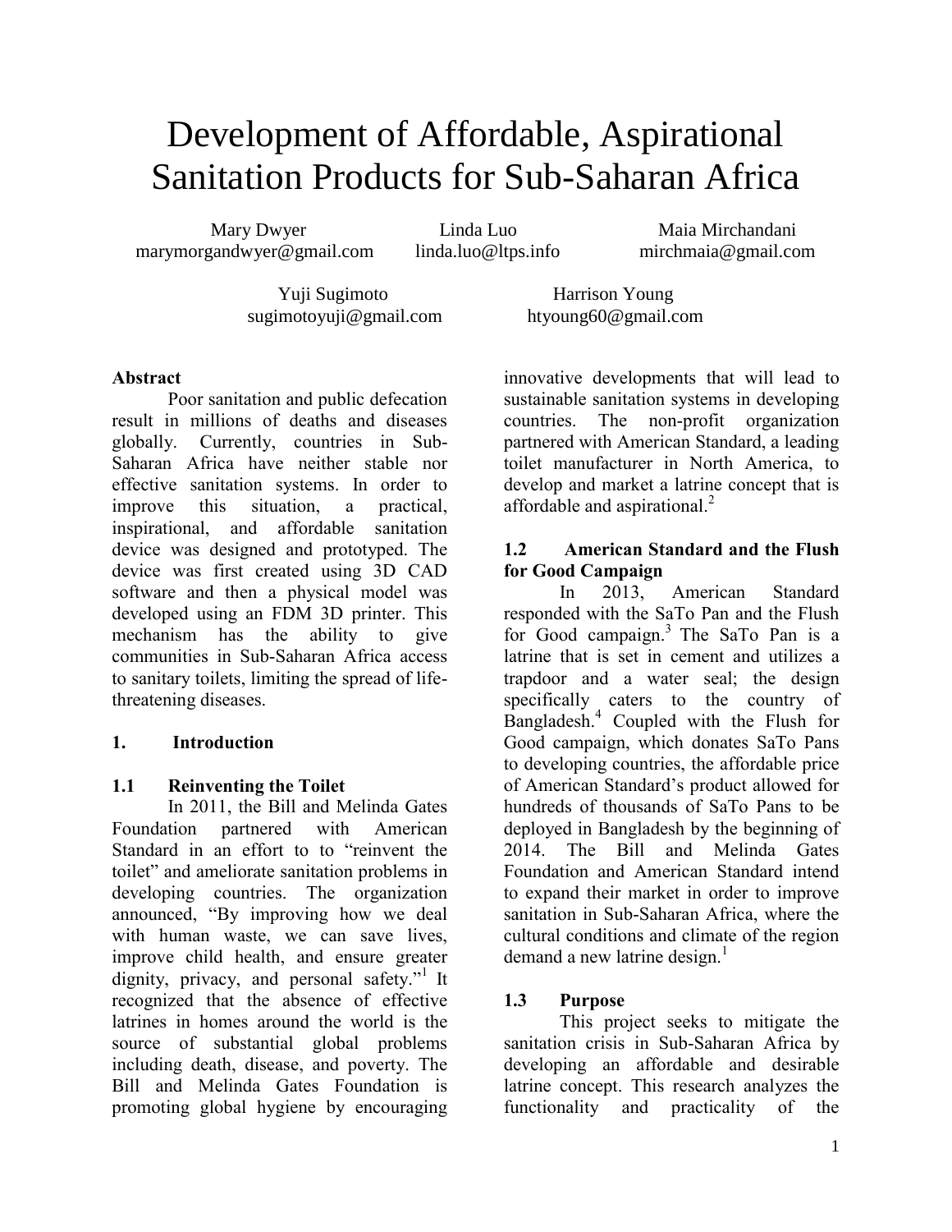# Development of Affordable, Aspirational Sanitation Products for Sub-Saharan Africa

Mary Dwyer
marymorgandwyer@gmail.com

Linda Luo
linda.luo@ltps.info

Maia Mirchandani
mirchmaia@gmail.com

Yuji Sugimoto
sugimotoyuji@gmail.com

Harrison Young
htyoung60@gmail.com

**Abstract**

Poor sanitation and public defecation result in millions of deaths and diseases globally. Currently, countries in Sub-Saharan Africa have neither stable nor effective sanitation systems. In order to improve this situation, a practical, inspirational, and affordable sanitation device was designed and prototyped. The device was first created using 3D CAD software and then a physical model was developed using an FDM 3D printer. This mechanism has the ability to give communities in Sub-Saharan Africa access to sanitary toilets, limiting the spread of life-threatening diseases.

## 1. Introduction

### 1.1 Reinventing the Toilet

In 2011, the Bill and Melinda Gates Foundation partnered with American Standard in an effort to to "reinvent the toilet" and ameliorate sanitation problems in developing countries. The organization announced, "By improving how we deal with human waste, we can save lives, improve child health, and ensure greater dignity, privacy, and personal safety."[1] It recognized that the absence of effective latrines in homes around the world is the source of substantial global problems including death, disease, and poverty. The Bill and Melinda Gates Foundation is promoting global hygiene by encouraging innovative developments that will lead to sustainable sanitation systems in developing countries. The non-profit organization partnered with American Standard, a leading toilet manufacturer in North America, to develop and market a latrine concept that is affordable and aspirational.[2]

### 1.2 American Standard and the Flush for Good Campaign

In 2013, American Standard responded with the SaTo Pan and the Flush for Good campaign.[3] The SaTo Pan is a latrine that is set in cement and utilizes a trapdoor and a water seal; the design specifically caters to the country of Bangladesh.[4] Coupled with the Flush for Good campaign, which donates SaTo Pans to developing countries, the affordable price of American Standard's product allowed for hundreds of thousands of SaTo Pans to be deployed in Bangladesh by the beginning of 2014. The Bill and Melinda Gates Foundation and American Standard intend to expand their market in order to improve sanitation in Sub-Saharan Africa, where the cultural conditions and climate of the region demand a new latrine design.[1]

### 1.3 Purpose

This project seeks to mitigate the sanitation crisis in Sub-Saharan Africa by developing an affordable and desirable latrine concept. This research analyzes the functionality and practicality of the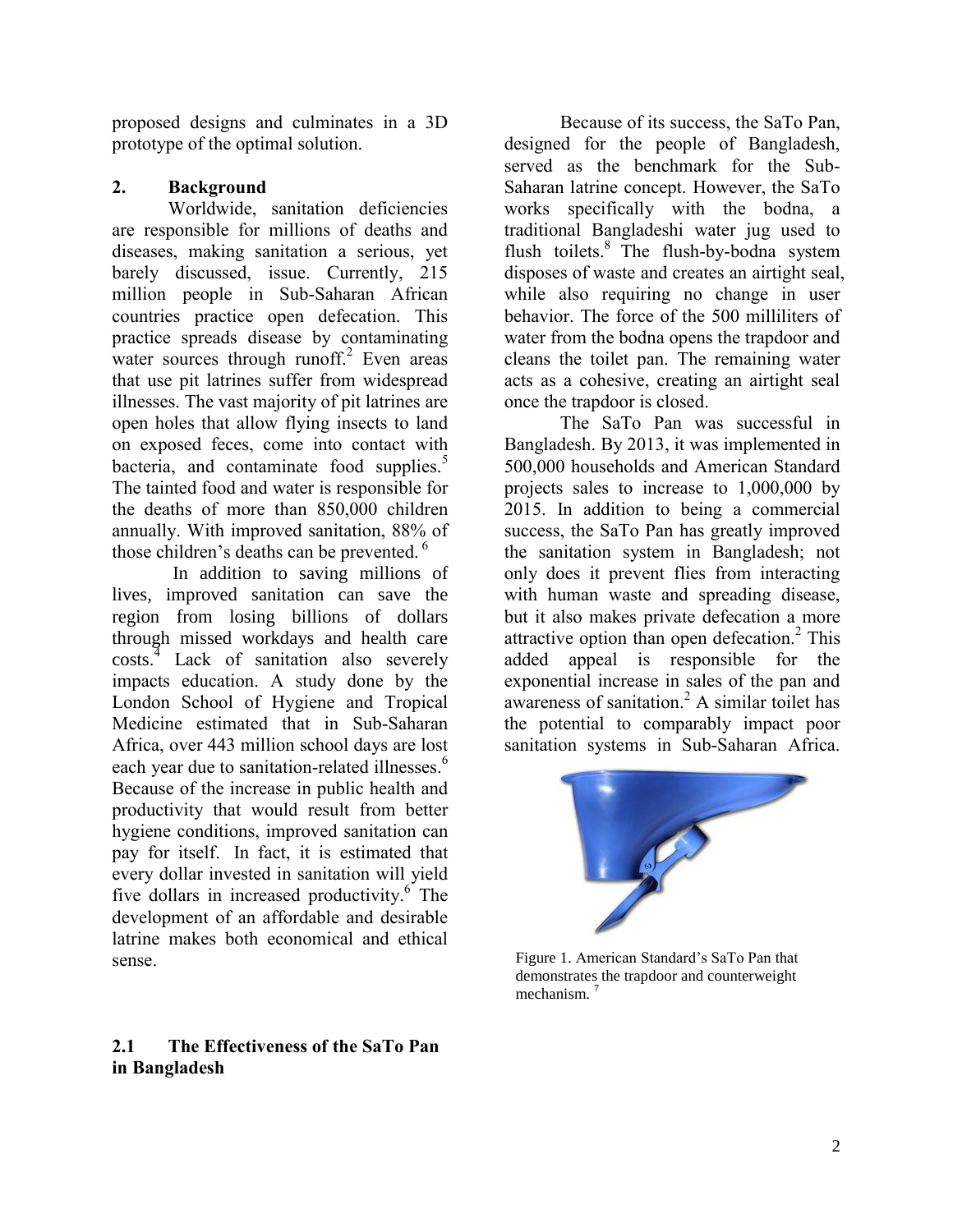proposed designs and culminates in a 3D prototype of the optimal solution.

## 2. Background

Worldwide, sanitation deficiencies are responsible for millions of deaths and diseases, making sanitation a serious, yet barely discussed, issue. Currently, 215 million people in Sub-Saharan African countries practice open defecation. This practice spreads disease by contaminating water sources through runoff.[2] Even areas that use pit latrines suffer from widespread illnesses. The vast majority of pit latrines are open holes that allow flying insects to land on exposed feces, come into contact with bacteria, and contaminate food supplies.[5] The tainted food and water is responsible for the deaths of more than 850,000 children annually. With improved sanitation, 88% of those children's deaths can be prevented. [6]

In addition to saving millions of lives, improved sanitation can save the region from losing billions of dollars through missed workdays and health care costs.[4] Lack of sanitation also severely impacts education. A study done by the London School of Hygiene and Tropical Medicine estimated that in Sub-Saharan Africa, over 443 million school days are lost each year due to sanitation-related illnesses.[6] Because of the increase in public health and productivity that would result from better hygiene conditions, improved sanitation can pay for itself. In fact, it is estimated that every dollar invested in sanitation will yield five dollars in increased productivity.[6] The development of an affordable and desirable latrine makes both economical and ethical sense.

### 2.1 The Effectiveness of the SaTo Pan in Bangladesh

Because of its success, the SaTo Pan, designed for the people of Bangladesh, served as the benchmark for the Sub-Saharan latrine concept. However, the SaTo works specifically with the bodna, a traditional Bangladeshi water jug used to flush toilets.[8] The flush-by-bodna system disposes of waste and creates an airtight seal, while also requiring no change in user behavior. The force of the 500 milliliters of water from the bodna opens the trapdoor and cleans the toilet pan. The remaining water acts as a cohesive, creating an airtight seal once the trapdoor is closed.

The SaTo Pan was successful in Bangladesh. By 2013, it was implemented in 500,000 households and American Standard projects sales to increase to 1,000,000 by 2015. In addition to being a commercial success, the SaTo Pan has greatly improved the sanitation system in Bangladesh; not only does it prevent flies from interacting with human waste and spreading disease, but it also makes private defecation a more attractive option than open defecation.[2] This added appeal is responsible for the exponential increase in sales of the pan and awareness of sanitation.[2] A similar toilet has the potential to comparably impact poor sanitation systems in Sub-Saharan Africa.

Figure 1. American Standard's SaTo Pan that demonstrates the trapdoor and counterweight mechanism. [7]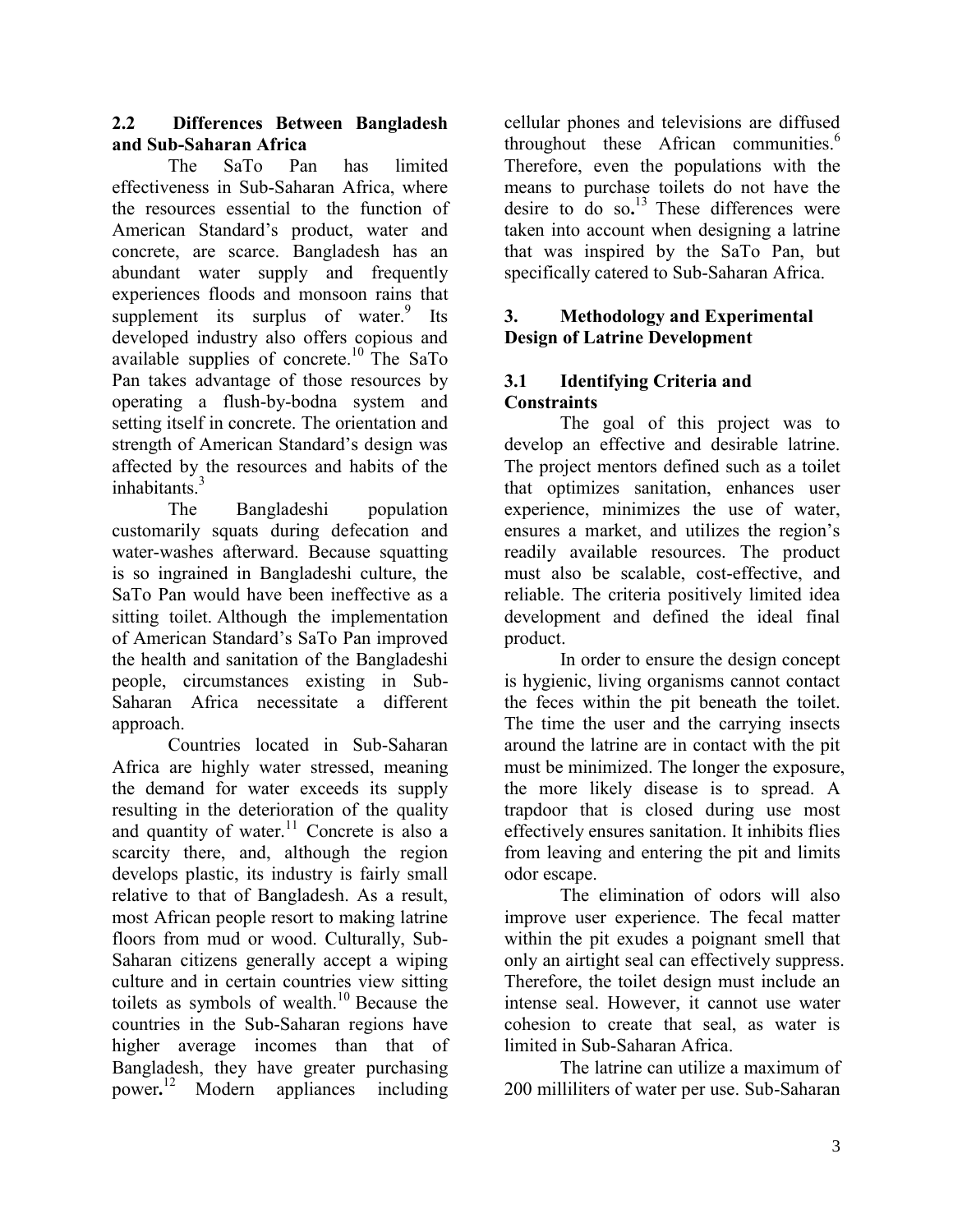### 2.2 Differences Between Bangladesh and Sub-Saharan Africa

The SaTo Pan has limited effectiveness in Sub-Saharan Africa, where the resources essential to the function of American Standard's product, water and concrete, are scarce. Bangladesh has an abundant water supply and frequently experiences floods and monsoon rains that supplement its surplus of water.[9] Its developed industry also offers copious and available supplies of concrete.[10] The SaTo Pan takes advantage of those resources by operating a flush-by-bodna system and setting itself in concrete. The orientation and strength of American Standard's design was affected by the resources and habits of the inhabitants.[3]

The Bangladeshi population customarily squats during defecation and water-washes afterward. Because squatting is so ingrained in Bangladeshi culture, the SaTo Pan would have been ineffective as a sitting toilet. Although the implementation of American Standard's SaTo Pan improved the health and sanitation of the Bangladeshi people, circumstances existing in Sub-Saharan Africa necessitate a different approach.

Countries located in Sub-Saharan Africa are highly water stressed, meaning the demand for water exceeds its supply resulting in the deterioration of the quality and quantity of water.[11] Concrete is also a scarcity there, and, although the region develops plastic, its industry is fairly small relative to that of Bangladesh. As a result, most African people resort to making latrine floors from mud or wood. Culturally, Sub-Saharan citizens generally accept a wiping culture and in certain countries view sitting toilets as symbols of wealth.[10] Because the countries in the Sub-Saharan regions have higher average incomes than that of Bangladesh, they have greater purchasing power.[12] Modern appliances including cellular phones and televisions are diffused throughout these African communities.[6] Therefore, even the populations with the means to purchase toilets do not have the desire to do so.[13] These differences were taken into account when designing a latrine that was inspired by the SaTo Pan, but specifically catered to Sub-Saharan Africa.

## 3. Methodology and Experimental Design of Latrine Development

### 3.1 Identifying Criteria and Constraints

The goal of this project was to develop an effective and desirable latrine. The project mentors defined such as a toilet that optimizes sanitation, enhances user experience, minimizes the use of water, ensures a market, and utilizes the region's readily available resources. The product must also be scalable, cost-effective, and reliable. The criteria positively limited idea development and defined the ideal final product.

In order to ensure the design concept is hygienic, living organisms cannot contact the feces within the pit beneath the toilet. The time the user and the carrying insects around the latrine are in contact with the pit must be minimized. The longer the exposure, the more likely disease is to spread. A trapdoor that is closed during use most effectively ensures sanitation. It inhibits flies from leaving and entering the pit and limits odor escape.

The elimination of odors will also improve user experience. The fecal matter within the pit exudes a poignant smell that only an airtight seal can effectively suppress. Therefore, the toilet design must include an intense seal. However, it cannot use water cohesion to create that seal, as water is limited in Sub-Saharan Africa.

The latrine can utilize a maximum of 200 milliliters of water per use. Sub-Saharan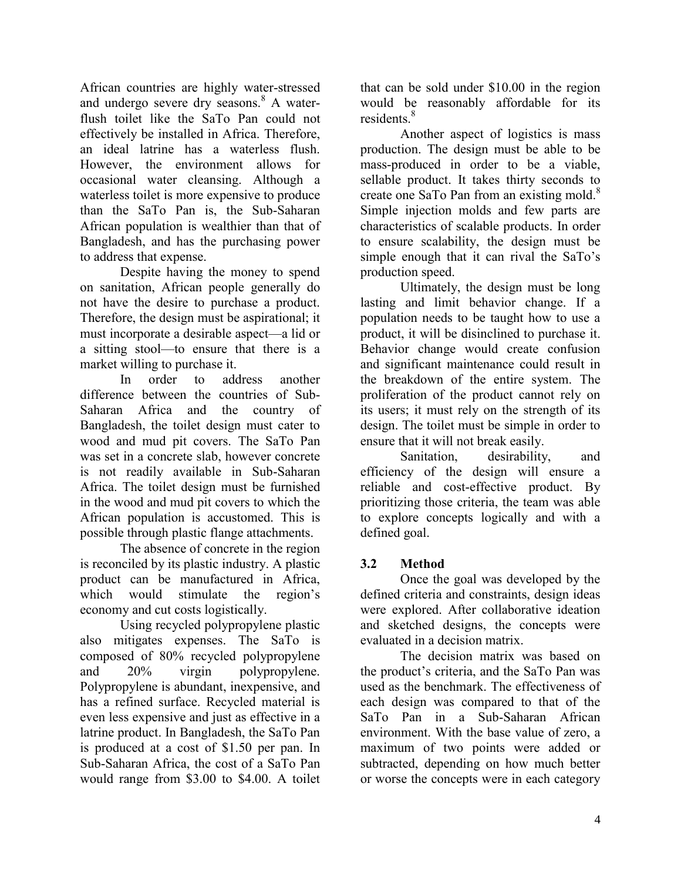African countries are highly water-stressed and undergo severe dry seasons.[8] A water-flush toilet like the SaTo Pan could not effectively be installed in Africa. Therefore, an ideal latrine has a waterless flush. However, the environment allows for occasional water cleansing. Although a waterless toilet is more expensive to produce than the SaTo Pan is, the Sub-Saharan African population is wealthier than that of Bangladesh, and has the purchasing power to address that expense.

Despite having the money to spend on sanitation, African people generally do not have the desire to purchase a product. Therefore, the design must be aspirational; it must incorporate a desirable aspect—a lid or a sitting stool—to ensure that there is a market willing to purchase it.

In order to address another difference between the countries of Sub-Saharan Africa and the country of Bangladesh, the toilet design must cater to wood and mud pit covers. The SaTo Pan was set in a concrete slab, however concrete is not readily available in Sub-Saharan Africa. The toilet design must be furnished in the wood and mud pit covers to which the African population is accustomed. This is possible through plastic flange attachments.

The absence of concrete in the region is reconciled by its plastic industry. A plastic product can be manufactured in Africa, which would stimulate the region's economy and cut costs logistically.

Using recycled polypropylene plastic also mitigates expenses. The SaTo is composed of 80% recycled polypropylene and 20% virgin polypropylene. Polypropylene is abundant, inexpensive, and has a refined surface. Recycled material is even less expensive and just as effective in a latrine product. In Bangladesh, the SaTo Pan is produced at a cost of $1.50 per pan. In Sub-Saharan Africa, the cost of a SaTo Pan would range from $3.00 to $4.00. A toilet that can be sold under $10.00 in the region would be reasonably affordable for its residents.[8]

Another aspect of logistics is mass production. The design must be able to be mass-produced in order to be a viable, sellable product. It takes thirty seconds to create one SaTo Pan from an existing mold.[8] Simple injection molds and few parts are characteristics of scalable products. In order to ensure scalability, the design must be simple enough that it can rival the SaTo's production speed.

Ultimately, the design must be long lasting and limit behavior change. If a population needs to be taught how to use a product, it will be disinclined to purchase it. Behavior change would create confusion and significant maintenance could result in the breakdown of the entire system. The proliferation of the product cannot rely on its users; it must rely on the strength of its design. The toilet must be simple in order to ensure that it will not break easily.

Sanitation, desirability, and efficiency of the design will ensure a reliable and cost-effective product. By prioritizing those criteria, the team was able to explore concepts logically and with a defined goal.

### 3.2 Method

Once the goal was developed by the defined criteria and constraints, design ideas were explored. After collaborative ideation and sketched designs, the concepts were evaluated in a decision matrix.

The decision matrix was based on the product's criteria, and the SaTo Pan was used as the benchmark. The effectiveness of each design was compared to that of the SaTo Pan in a Sub-Saharan African environment. With the base value of zero, a maximum of two points were added or subtracted, depending on how much better or worse the concepts were in each category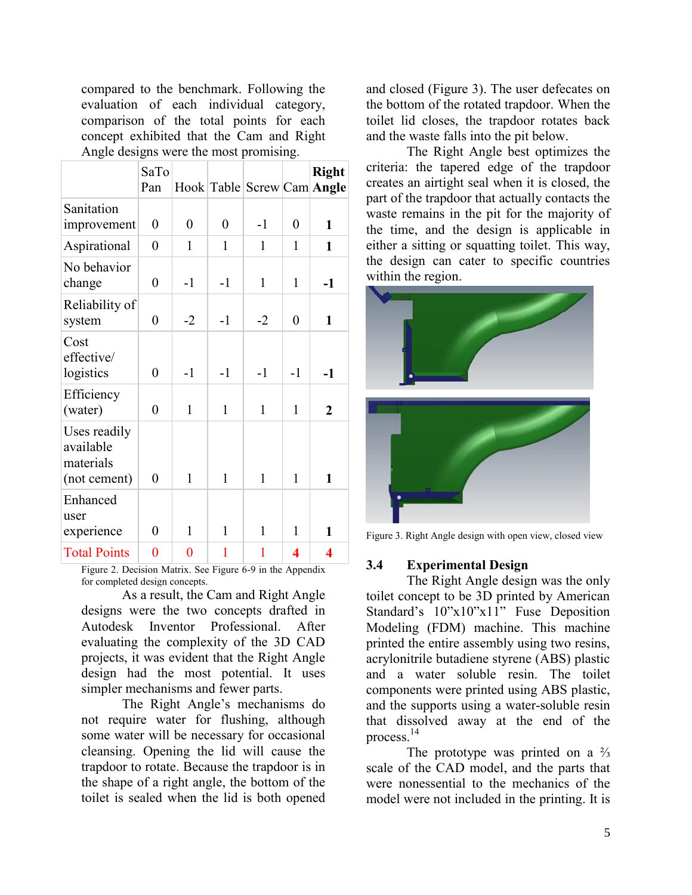compared to the benchmark. Following the evaluation of each individual category, comparison of the total points for each concept exhibited that the Cam and Right Angle designs were the most promising.

| | SaTo Pan | Hook | Table | Screw | Cam | **Right Angle** |
|---|---|---|---|---|---|---|
| Sanitation improvement | 0 | 0 | 0 | -1 | 0 | **1** |
| Aspirational | 0 | 1 | 1 | 1 | 1 | **1** |
| No behavior change | 0 | -1 | -1 | 1 | 1 | **-1** |
| Reliability of system | 0 | -2 | -1 | -2 | 0 | **1** |
| Cost effective/ logistics | 0 | -1 | -1 | -1 | -1 | **-1** |
| Efficiency (water) | 0 | 1 | 1 | 1 | 1 | **2** |
| Uses readily available materials (not cement) | 0 | 1 | 1 | 1 | 1 | **1** |
| Enhanced user experience | 0 | 1 | 1 | 1 | 1 | **1** |
| Total Points | 0 | 0 | 1 | 1 | **4** | **4** |

Figure 2. Decision Matrix. See Figure 6-9 in the Appendix for completed design concepts.

As a result, the Cam and Right Angle designs were the two concepts drafted in Autodesk Inventor Professional. After evaluating the complexity of the 3D CAD projects, it was evident that the Right Angle design had the most potential. It uses simpler mechanisms and fewer parts.

The Right Angle's mechanisms do not require water for flushing, although some water will be necessary for occasional cleansing. Opening the lid will cause the trapdoor to rotate. Because the trapdoor is in the shape of a right angle, the bottom of the toilet is sealed when the lid is both opened and closed (Figure 3). The user defecates on the bottom of the rotated trapdoor. When the toilet lid closes, the trapdoor rotates back and the waste falls into the pit below.

The Right Angle best optimizes the criteria: the tapered edge of the trapdoor creates an airtight seal when it is closed, the part of the trapdoor that actually contacts the waste remains in the pit for the majority of the time, and the design is applicable in either a sitting or squatting toilet. This way, the design can cater to specific countries within the region.

Figure 3. Right Angle design with open view, closed view

## 3.4 Experimental Design

The Right Angle design was the only toilet concept to be 3D printed by American Standard's 10"x10"x11" Fuse Deposition Modeling (FDM) machine. This machine printed the entire assembly using two resins, acrylonitrile butadiene styrene (ABS) plastic and a water soluble resin. The toilet components were printed using ABS plastic, and the supports using a water-soluble resin that dissolved away at the end of the process.[14]

The prototype was printed on a ⅔ scale of the CAD model, and the parts that were nonessential to the mechanics of the model were not included in the printing. It is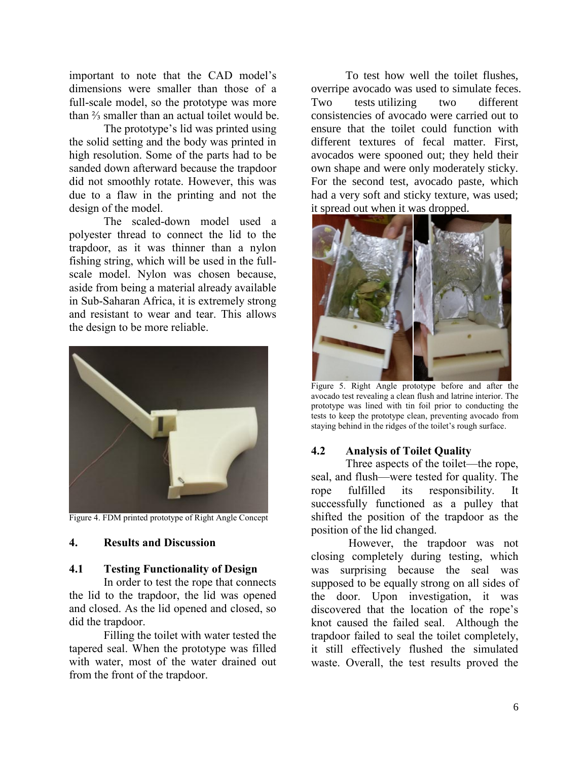important to note that the CAD model's dimensions were smaller than those of a full-scale model, so the prototype was more than ⅔ smaller than an actual toilet would be.

The prototype's lid was printed using the solid setting and the body was printed in high resolution. Some of the parts had to be sanded down afterward because the trapdoor did not smoothly rotate. However, this was due to a flaw in the printing and not the design of the model.

The scaled-down model used a polyester thread to connect the lid to the trapdoor, as it was thinner than a nylon fishing string, which will be used in the full-scale model. Nylon was chosen because, aside from being a material already available in Sub-Saharan Africa, it is extremely strong and resistant to wear and tear. This allows the design to be more reliable.

Figure 4. FDM printed prototype of Right Angle Concept

## 4. Results and Discussion

### 4.1 Testing Functionality of Design

In order to test the rope that connects the lid to the trapdoor, the lid was opened and closed. As the lid opened and closed, so did the trapdoor.

Filling the toilet with water tested the tapered seal. When the prototype was filled with water, most of the water drained out from the front of the trapdoor.

To test how well the toilet flushes, overripe avocado was used to simulate feces. Two tests utilizing two different consistencies of avocado were carried out to ensure that the toilet could function with different textures of fecal matter. First, avocados were spooned out; they held their own shape and were only moderately sticky. For the second test, avocado paste, which had a very soft and sticky texture, was used; it spread out when it was dropped.

Figure 5. Right Angle prototype before and after the avocado test revealing a clean flush and latrine interior. The prototype was lined with tin foil prior to conducting the tests to keep the prototype clean, preventing avocado from staying behind in the ridges of the toilet's rough surface.

### 4.2 Analysis of Toilet Quality

Three aspects of the toilet—the rope, seal, and flush—were tested for quality. The rope fulfilled its responsibility. It successfully functioned as a pulley that shifted the position of the trapdoor as the position of the lid changed.

However, the trapdoor was not closing completely during testing, which was surprising because the seal was supposed to be equally strong on all sides of the door. Upon investigation, it was discovered that the location of the rope's knot caused the failed seal. Although the trapdoor failed to seal the toilet completely, it still effectively flushed the simulated waste. Overall, the test results proved the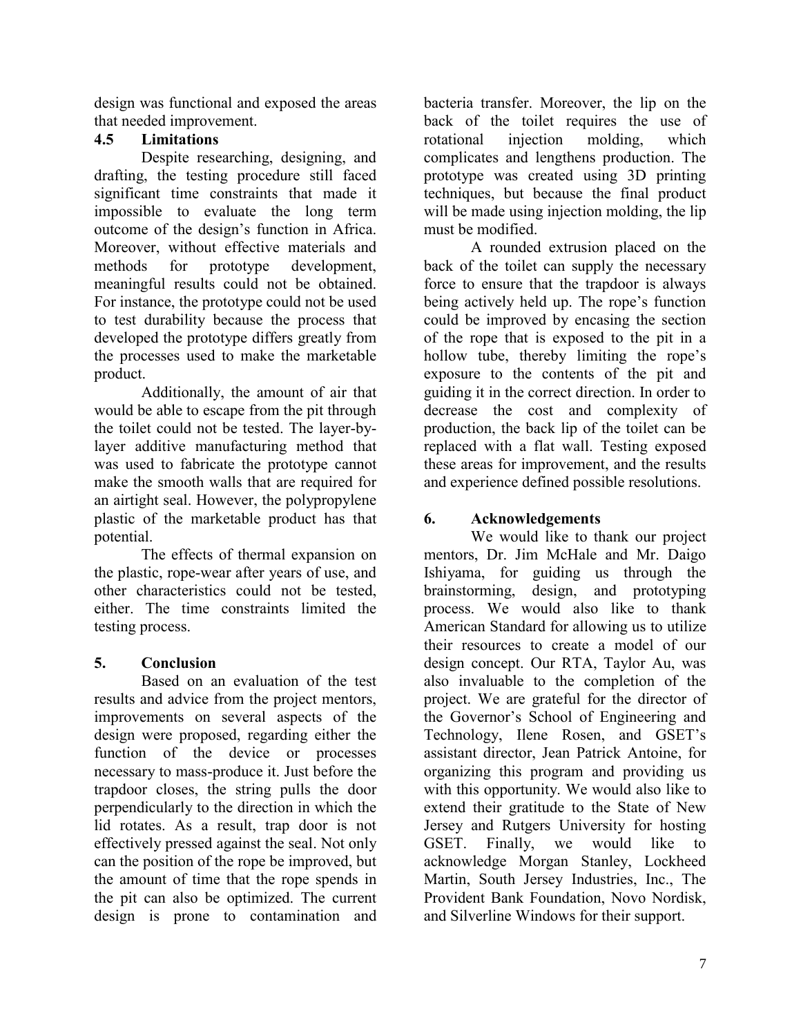design was functional and exposed the areas that needed improvement.

### 4.5 Limitations

Despite researching, designing, and drafting, the testing procedure still faced significant time constraints that made it impossible to evaluate the long term outcome of the design's function in Africa. Moreover, without effective materials and methods for prototype development, meaningful results could not be obtained. For instance, the prototype could not be used to test durability because the process that developed the prototype differs greatly from the processes used to make the marketable product.

Additionally, the amount of air that would be able to escape from the pit through the toilet could not be tested. The layer-by-layer additive manufacturing method that was used to fabricate the prototype cannot make the smooth walls that are required for an airtight seal. However, the polypropylene plastic of the marketable product has that potential.

The effects of thermal expansion on the plastic, rope-wear after years of use, and other characteristics could not be tested, either. The time constraints limited the testing process.

## 5. Conclusion

Based on an evaluation of the test results and advice from the project mentors, improvements on several aspects of the design were proposed, regarding either the function of the device or processes necessary to mass-produce it. Just before the trapdoor closes, the string pulls the door perpendicularly to the direction in which the lid rotates. As a result, trap door is not effectively pressed against the seal. Not only can the position of the rope be improved, but the amount of time that the rope spends in the pit can also be optimized. The current design is prone to contamination and bacteria transfer. Moreover, the lip on the back of the toilet requires the use of rotational injection molding, which complicates and lengthens production. The prototype was created using 3D printing techniques, but because the final product will be made using injection molding, the lip must be modified.

A rounded extrusion placed on the back of the toilet can supply the necessary force to ensure that the trapdoor is always being actively held up. The rope's function could be improved by encasing the section of the rope that is exposed to the pit in a hollow tube, thereby limiting the rope's exposure to the contents of the pit and guiding it in the correct direction. In order to decrease the cost and complexity of production, the back lip of the toilet can be replaced with a flat wall. Testing exposed these areas for improvement, and the results and experience defined possible resolutions.

## 6. Acknowledgements

We would like to thank our project mentors, Dr. Jim McHale and Mr. Daigo Ishiyama, for guiding us through the brainstorming, design, and prototyping process. We would also like to thank American Standard for allowing us to utilize their resources to create a model of our design concept. Our RTA, Taylor Au, was also invaluable to the completion of the project. We are grateful for the director of the Governor's School of Engineering and Technology, Ilene Rosen, and GSET's assistant director, Jean Patrick Antoine, for organizing this program and providing us with this opportunity. We would also like to extend their gratitude to the State of New Jersey and Rutgers University for hosting GSET. Finally, we would like to acknowledge Morgan Stanley, Lockheed Martin, South Jersey Industries, Inc., The Provident Bank Foundation, Novo Nordisk, and Silverline Windows for their support.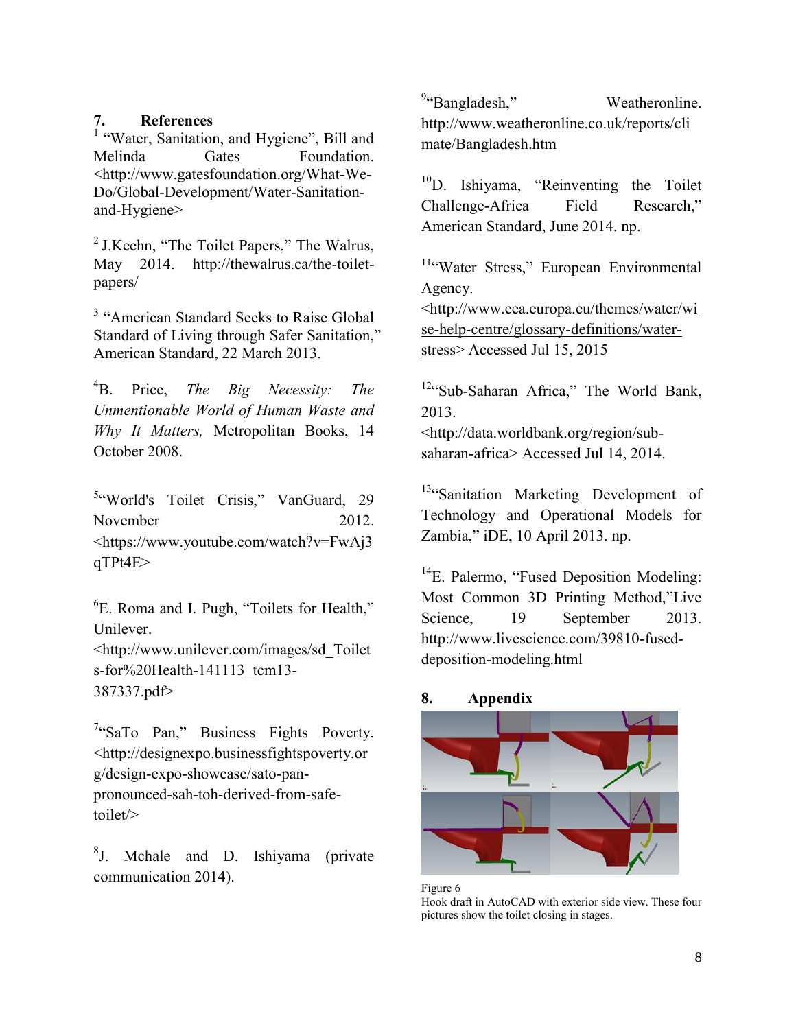## 7. References

[1] "Water, Sanitation, and Hygiene", Bill and Melinda Gates Foundation. <http://www.gatesfoundation.org/What-We-Do/Global-Development/Water-Sanitation-and-Hygiene>

[2] J.Keehn, "The Toilet Papers," The Walrus, May 2014. http://thewalrus.ca/the-toilet-papers/

[3] "American Standard Seeks to Raise Global Standard of Living through Safer Sanitation," American Standard, 22 March 2013.

[4] B. Price, *The Big Necessity: The Unmentionable World of Human Waste and Why It Matters,* Metropolitan Books, 14 October 2008.

[5] "World's Toilet Crisis," VanGuard, 29 November 2012. <https://www.youtube.com/watch?v=FwAj3qTPt4E>

[6] E. Roma and I. Pugh, "Toilets for Health," Unilever. <http://www.unilever.com/images/sd_Toilets-for%20Health-141113_tcm13-387337.pdf>

[7] "SaTo Pan," Business Fights Poverty. <http://designexpo.businessfightspoverty.org/design-expo-showcase/sato-pan-pronounced-sah-toh-derived-from-safe-toilet/>

[8] J. Mchale and D. Ishiyama (private communication 2014).

[9] "Bangladesh," Weatheronline. http://www.weatheronline.co.uk/reports/climate/Bangladesh.htm

[10] D. Ishiyama, "Reinventing the Toilet Challenge-Africa Field Research," American Standard, June 2014. np.

[11] "Water Stress," European Environmental Agency. <http://www.eea.europa.eu/themes/water/wise-help-centre/glossary-definitions/water-stress> Accessed Jul 15, 2015

[12] "Sub-Saharan Africa," The World Bank, 2013. <http://data.worldbank.org/region/sub-saharan-africa> Accessed Jul 14, 2014.

[13] "Sanitation Marketing Development of Technology and Operational Models for Zambia," iDE, 10 April 2013. np.

[14] E. Palermo, "Fused Deposition Modeling: Most Common 3D Printing Method,"Live Science, 19 September 2013. http://www.livescience.com/39810-fused-deposition-modeling.html

## 8. Appendix

Figure 6
Hook draft in AutoCAD with exterior side view. These four pictures show the toilet closing in stages.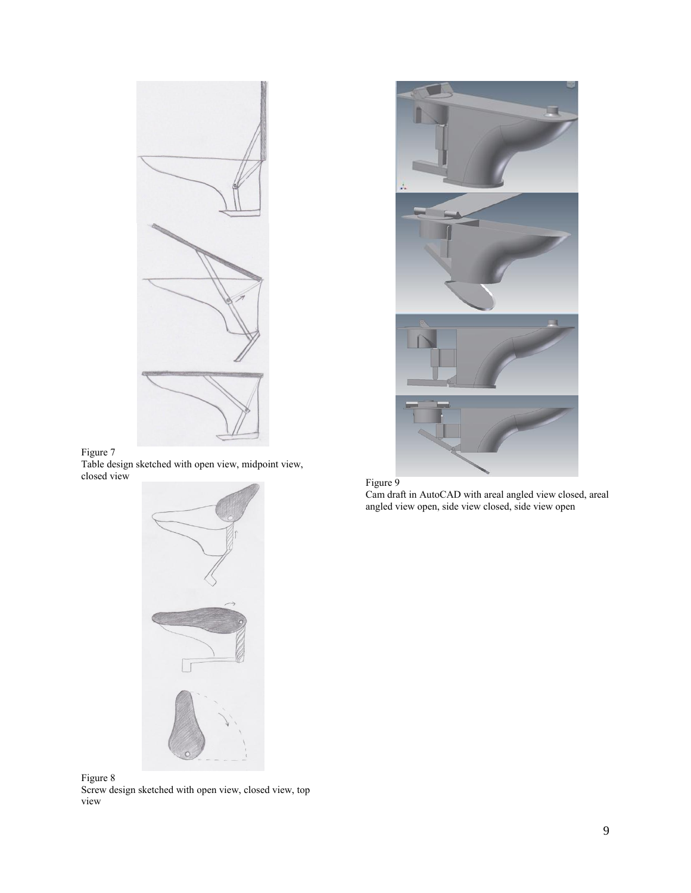Figure 7
Table design sketched with open view, midpoint view, closed view

Figure 8
Screw design sketched with open view, closed view, top view

Figure 9
Cam draft in AutoCAD with areal angled view closed, areal angled view open, side view closed, side view open